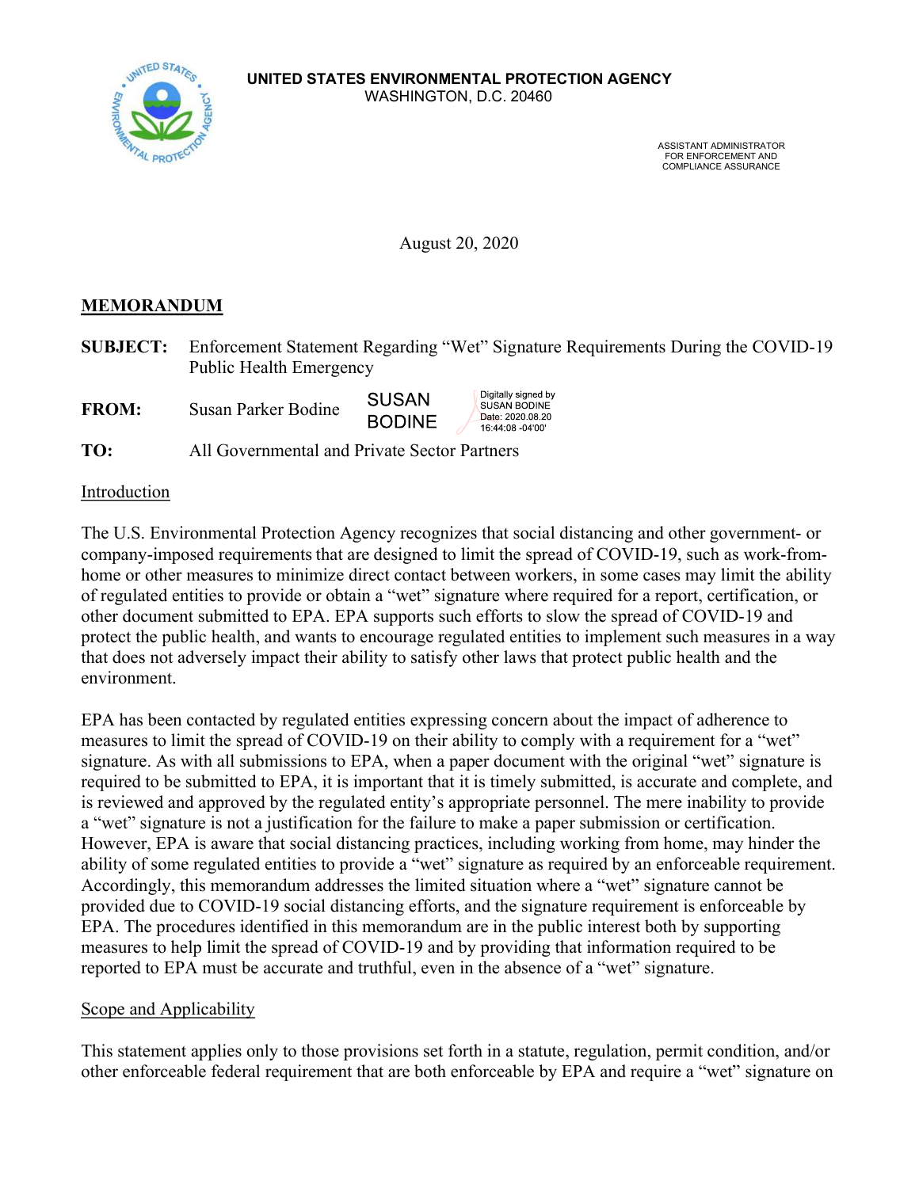**UNITED STATES ENVIRONMENTAL PROTECTION AGENCY**
WASHINGTON, D.C. 20460

ASSISTANT ADMINISTRATOR
FOR ENFORCEMENT AND
COMPLIANCE ASSURANCE

August 20, 2020

## MEMORANDUM

**SUBJECT:** Enforcement Statement Regarding "Wet" Signature Requirements During the COVID-19 Public Health Emergency

**FROM:** Susan Parker Bodine SUSAN BODINE Digitally signed by SUSAN BODINE Date: 2020.08.20 16:44:08 -04'00'

**TO:** All Governmental and Private Sector Partners

### Introduction

The U.S. Environmental Protection Agency recognizes that social distancing and other government- or company-imposed requirements that are designed to limit the spread of COVID-19, such as work-from-home or other measures to minimize direct contact between workers, in some cases may limit the ability of regulated entities to provide or obtain a "wet" signature where required for a report, certification, or other document submitted to EPA. EPA supports such efforts to slow the spread of COVID-19 and protect the public health, and wants to encourage regulated entities to implement such measures in a way that does not adversely impact their ability to satisfy other laws that protect public health and the environment.

EPA has been contacted by regulated entities expressing concern about the impact of adherence to measures to limit the spread of COVID-19 on their ability to comply with a requirement for a "wet" signature. As with all submissions to EPA, when a paper document with the original "wet" signature is required to be submitted to EPA, it is important that it is timely submitted, is accurate and complete, and is reviewed and approved by the regulated entity's appropriate personnel. The mere inability to provide a "wet" signature is not a justification for the failure to make a paper submission or certification. However, EPA is aware that social distancing practices, including working from home, may hinder the ability of some regulated entities to provide a "wet" signature as required by an enforceable requirement. Accordingly, this memorandum addresses the limited situation where a "wet" signature cannot be provided due to COVID-19 social distancing efforts, and the signature requirement is enforceable by EPA. The procedures identified in this memorandum are in the public interest both by supporting measures to help limit the spread of COVID-19 and by providing that information required to be reported to EPA must be accurate and truthful, even in the absence of a "wet" signature.

### Scope and Applicability

This statement applies only to those provisions set forth in a statute, regulation, permit condition, and/or other enforceable federal requirement that are both enforceable by EPA and require a "wet" signature on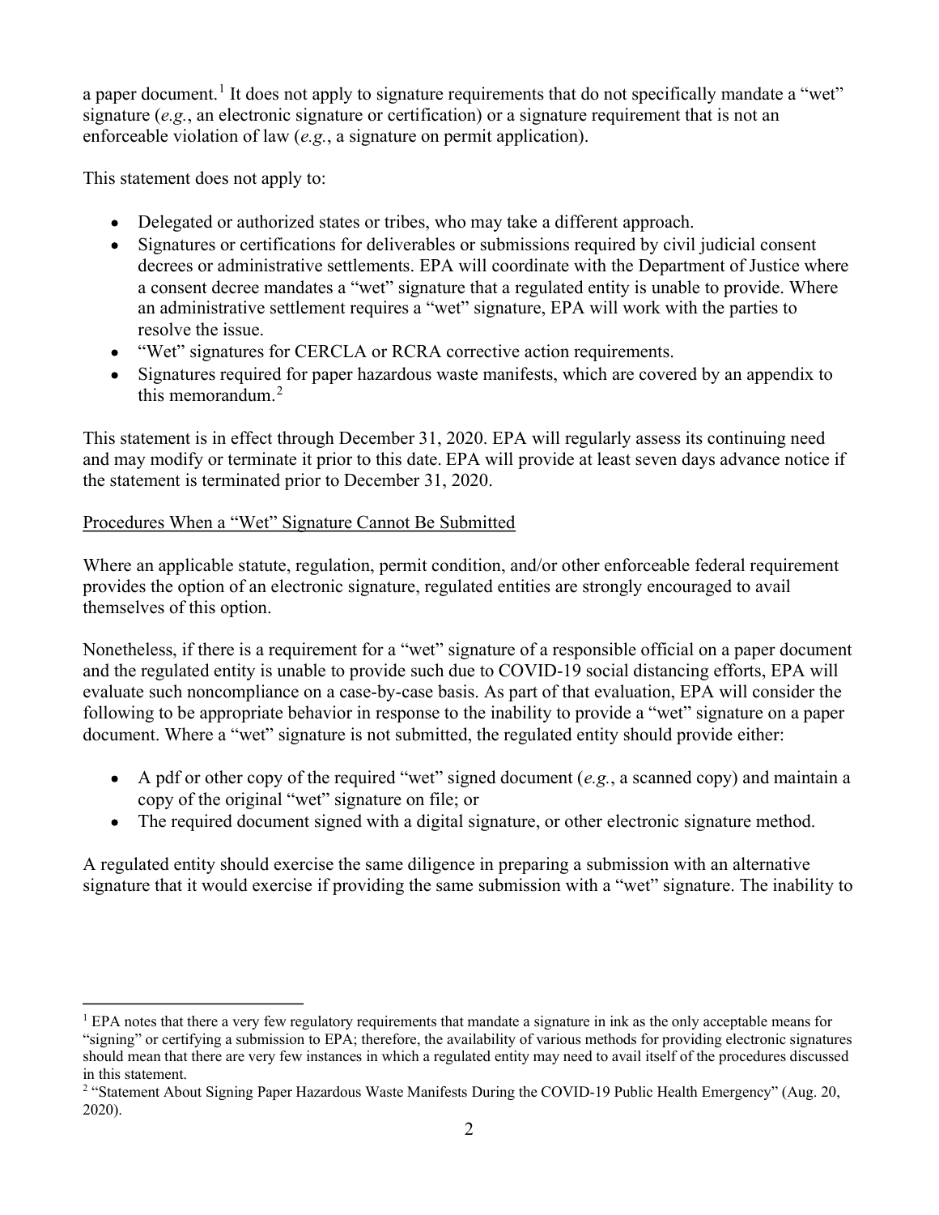a paper document.[1] It does not apply to signature requirements that do not specifically mandate a "wet" signature (*e.g.*, an electronic signature or certification) or a signature requirement that is not an enforceable violation of law (*e.g.*, a signature on permit application).

This statement does not apply to:

- Delegated or authorized states or tribes, who may take a different approach.
- Signatures or certifications for deliverables or submissions required by civil judicial consent decrees or administrative settlements. EPA will coordinate with the Department of Justice where a consent decree mandates a "wet" signature that a regulated entity is unable to provide. Where an administrative settlement requires a "wet" signature, EPA will work with the parties to resolve the issue.
- "Wet" signatures for CERCLA or RCRA corrective action requirements.
- Signatures required for paper hazardous waste manifests, which are covered by an appendix to this memorandum.[2]

This statement is in effect through December 31, 2020. EPA will regularly assess its continuing need and may modify or terminate it prior to this date. EPA will provide at least seven days advance notice if the statement is terminated prior to December 31, 2020.

<u>Procedures When a "Wet" Signature Cannot Be Submitted</u>

Where an applicable statute, regulation, permit condition, and/or other enforceable federal requirement provides the option of an electronic signature, regulated entities are strongly encouraged to avail themselves of this option.

Nonetheless, if there is a requirement for a "wet" signature of a responsible official on a paper document and the regulated entity is unable to provide such due to COVID-19 social distancing efforts, EPA will evaluate such noncompliance on a case-by-case basis. As part of that evaluation, EPA will consider the following to be appropriate behavior in response to the inability to provide a "wet" signature on a paper document. Where a "wet" signature is not submitted, the regulated entity should provide either:

- A pdf or other copy of the required "wet" signed document (*e.g.*, a scanned copy) and maintain a copy of the original "wet" signature on file; or
- The required document signed with a digital signature, or other electronic signature method.

A regulated entity should exercise the same diligence in preparing a submission with an alternative signature that it would exercise if providing the same submission with a "wet" signature. The inability to

---

[1] EPA notes that there a very few regulatory requirements that mandate a signature in ink as the only acceptable means for "signing" or certifying a submission to EPA; therefore, the availability of various methods for providing electronic signatures should mean that there are very few instances in which a regulated entity may need to avail itself of the procedures discussed in this statement.

[2] "Statement About Signing Paper Hazardous Waste Manifests During the COVID-19 Public Health Emergency" (Aug. 20, 2020).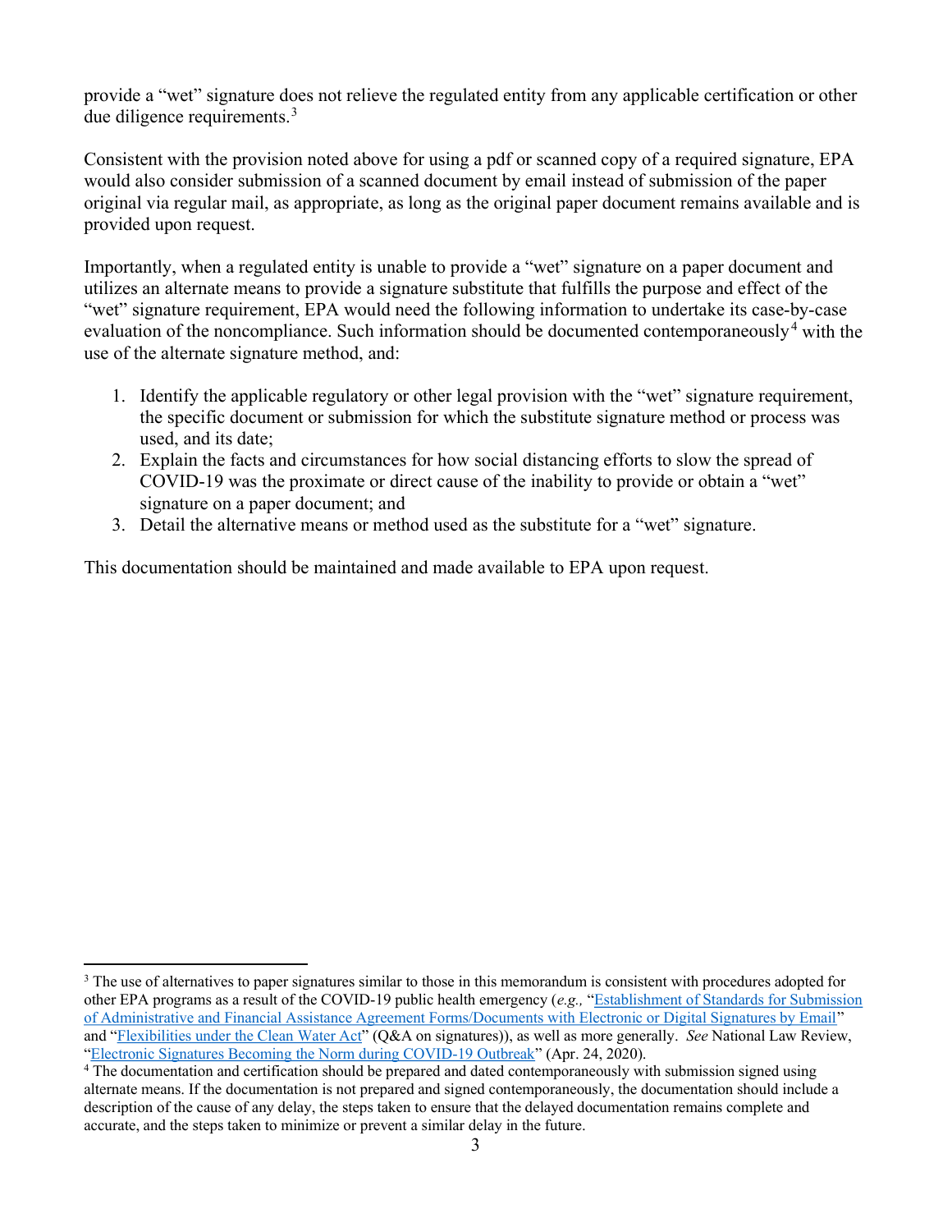provide a "wet" signature does not relieve the regulated entity from any applicable certification or other due diligence requirements.[3]

Consistent with the provision noted above for using a pdf or scanned copy of a required signature, EPA would also consider submission of a scanned document by email instead of submission of the paper original via regular mail, as appropriate, as long as the original paper document remains available and is provided upon request.

Importantly, when a regulated entity is unable to provide a "wet" signature on a paper document and utilizes an alternate means to provide a signature substitute that fulfills the purpose and effect of the "wet" signature requirement, EPA would need the following information to undertake its case-by-case evaluation of the noncompliance. Such information should be documented contemporaneously[4] with the use of the alternate signature method, and:

1. Identify the applicable regulatory or other legal provision with the "wet" signature requirement, the specific document or submission for which the substitute signature method or process was used, and its date;
2. Explain the facts and circumstances for how social distancing efforts to slow the spread of COVID-19 was the proximate or direct cause of the inability to provide or obtain a "wet" signature on a paper document; and
3. Detail the alternative means or method used as the substitute for a "wet" signature.

This documentation should be maintained and made available to EPA upon request.

---

[3] The use of alternatives to paper signatures similar to those in this memorandum is consistent with procedures adopted for other EPA programs as a result of the COVID-19 public health emergency (*e.g.,* "Establishment of Standards for Submission of Administrative and Financial Assistance Agreement Forms/Documents with Electronic or Digital Signatures by Email" and "Flexibilities under the Clean Water Act" (Q&A on signatures)), as well as more generally. *See* National Law Review, "Electronic Signatures Becoming the Norm during COVID-19 Outbreak" (Apr. 24, 2020).

[4] The documentation and certification should be prepared and dated contemporaneously with submission signed using alternate means. If the documentation is not prepared and signed contemporaneously, the documentation should include a description of the cause of any delay, the steps taken to ensure that the delayed documentation remains complete and accurate, and the steps taken to minimize or prevent a similar delay in the future.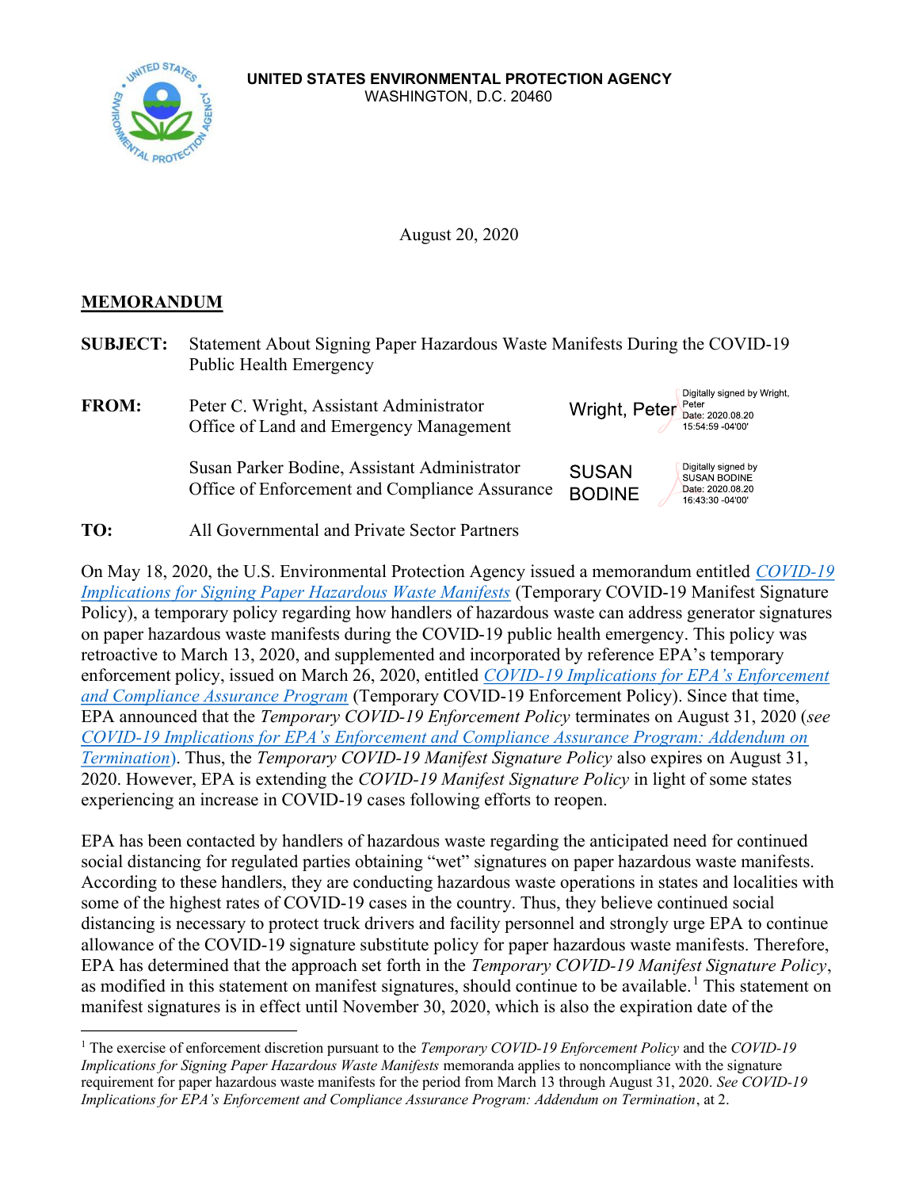UNITED STATES ENVIRONMENTAL PROTECTION AGENCY
WASHINGTON, D.C. 20460

August 20, 2020

**MEMORANDUM**

**SUBJECT:** Statement About Signing Paper Hazardous Waste Manifests During the COVID-19 Public Health Emergency

**FROM:** Peter C. Wright, Assistant Administrator
Office of Land and Emergency Management

Wright, Peter — Digitally signed by Wright, Peter Date: 2020.08.20 15:54:59 -04'00'

Susan Parker Bodine, Assistant Administrator
Office of Enforcement and Compliance Assurance

SUSAN BODINE — Digitally signed by SUSAN BODINE Date: 2020.08.20 16:43:30 -04'00'

**TO:** All Governmental and Private Sector Partners

On May 18, 2020, the U.S. Environmental Protection Agency issued a memorandum entitled *COVID-19 Implications for Signing Paper Hazardous Waste Manifests* (Temporary COVID-19 Manifest Signature Policy), a temporary policy regarding how handlers of hazardous waste can address generator signatures on paper hazardous waste manifests during the COVID-19 public health emergency. This policy was retroactive to March 13, 2020, and supplemented and incorporated by reference EPA's temporary enforcement policy, issued on March 26, 2020, entitled *COVID-19 Implications for EPA's Enforcement and Compliance Assurance Program* (Temporary COVID-19 Enforcement Policy). Since that time, EPA announced that the *Temporary COVID-19 Enforcement Policy* terminates on August 31, 2020 (*see COVID-19 Implications for EPA's Enforcement and Compliance Assurance Program: Addendum on Termination*). Thus, the *Temporary COVID-19 Manifest Signature Policy* also expires on August 31, 2020. However, EPA is extending the *COVID-19 Manifest Signature Policy* in light of some states experiencing an increase in COVID-19 cases following efforts to reopen.

EPA has been contacted by handlers of hazardous waste regarding the anticipated need for continued social distancing for regulated parties obtaining "wet" signatures on paper hazardous waste manifests. According to these handlers, they are conducting hazardous waste operations in states and localities with some of the highest rates of COVID-19 cases in the country. Thus, they believe continued social distancing is necessary to protect truck drivers and facility personnel and strongly urge EPA to continue allowance of the COVID-19 signature substitute policy for paper hazardous waste manifests. Therefore, EPA has determined that the approach set forth in the *Temporary COVID-19 Manifest Signature Policy*, as modified in this statement on manifest signatures, should continue to be available.[1] This statement on manifest signatures is in effect until November 30, 2020, which is also the expiration date of the

---

[1] The exercise of enforcement discretion pursuant to the *Temporary COVID-19 Enforcement Policy* and the *COVID-19 Implications for Signing Paper Hazardous Waste Manifests* memoranda applies to noncompliance with the signature requirement for paper hazardous waste manifests for the period from March 13 through August 31, 2020. *See COVID-19 Implications for EPA's Enforcement and Compliance Assurance Program: Addendum on Termination*, at 2.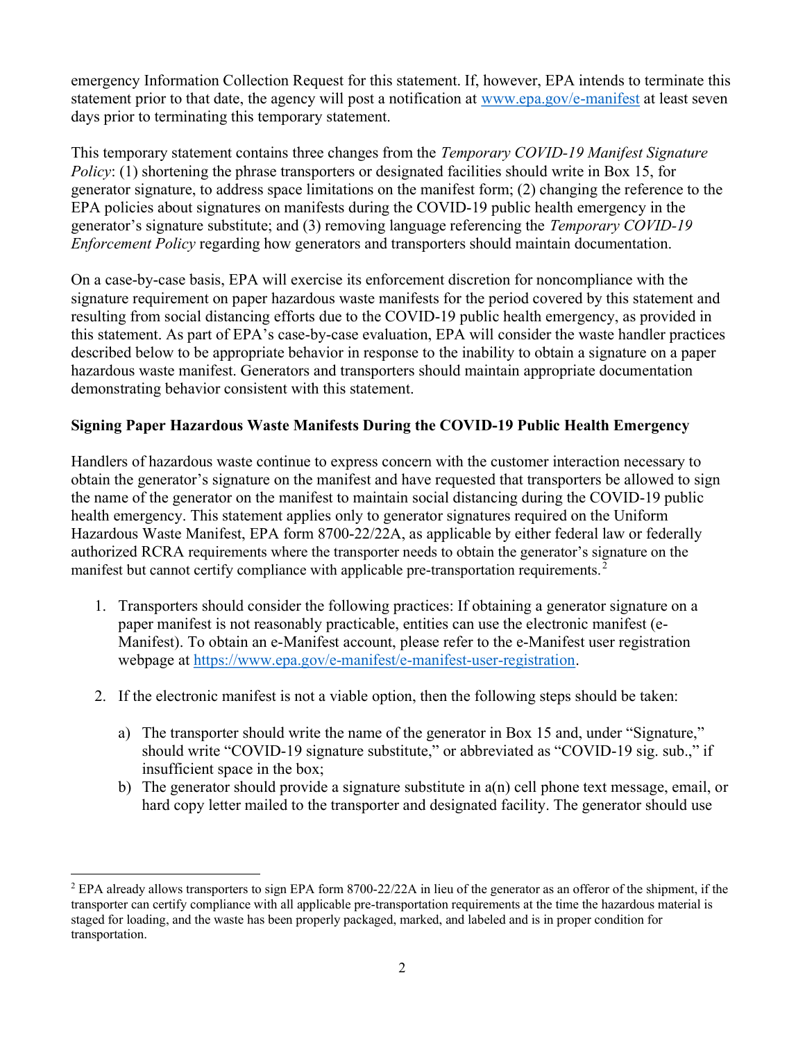emergency Information Collection Request for this statement. If, however, EPA intends to terminate this statement prior to that date, the agency will post a notification at www.epa.gov/e-manifest at least seven days prior to terminating this temporary statement.

This temporary statement contains three changes from the *Temporary COVID-19 Manifest Signature Policy*: (1) shortening the phrase transporters or designated facilities should write in Box 15, for generator signature, to address space limitations on the manifest form; (2) changing the reference to the EPA policies about signatures on manifests during the COVID-19 public health emergency in the generator's signature substitute; and (3) removing language referencing the *Temporary COVID-19 Enforcement Policy* regarding how generators and transporters should maintain documentation.

On a case-by-case basis, EPA will exercise its enforcement discretion for noncompliance with the signature requirement on paper hazardous waste manifests for the period covered by this statement and resulting from social distancing efforts due to the COVID-19 public health emergency, as provided in this statement. As part of EPA's case-by-case evaluation, EPA will consider the waste handler practices described below to be appropriate behavior in response to the inability to obtain a signature on a paper hazardous waste manifest. Generators and transporters should maintain appropriate documentation demonstrating behavior consistent with this statement.

**Signing Paper Hazardous Waste Manifests During the COVID-19 Public Health Emergency**

Handlers of hazardous waste continue to express concern with the customer interaction necessary to obtain the generator's signature on the manifest and have requested that transporters be allowed to sign the name of the generator on the manifest to maintain social distancing during the COVID-19 public health emergency. This statement applies only to generator signatures required on the Uniform Hazardous Waste Manifest, EPA form 8700-22/22A, as applicable by either federal law or federally authorized RCRA requirements where the transporter needs to obtain the generator's signature on the manifest but cannot certify compliance with applicable pre-transportation requirements.[2]

1. Transporters should consider the following practices: If obtaining a generator signature on a paper manifest is not reasonably practicable, entities can use the electronic manifest (e-Manifest). To obtain an e-Manifest account, please refer to the e-Manifest user registration webpage at https://www.epa.gov/e-manifest/e-manifest-user-registration.

2. If the electronic manifest is not a viable option, then the following steps should be taken:

   a) The transporter should write the name of the generator in Box 15 and, under "Signature," should write "COVID-19 signature substitute," or abbreviated as "COVID-19 sig. sub.," if insufficient space in the box;
   b) The generator should provide a signature substitute in a(n) cell phone text message, email, or hard copy letter mailed to the transporter and designated facility. The generator should use

[2] EPA already allows transporters to sign EPA form 8700-22/22A in lieu of the generator as an offeror of the shipment, if the transporter can certify compliance with all applicable pre-transportation requirements at the time the hazardous material is staged for loading, and the waste has been properly packaged, marked, and labeled and is in proper condition for transportation.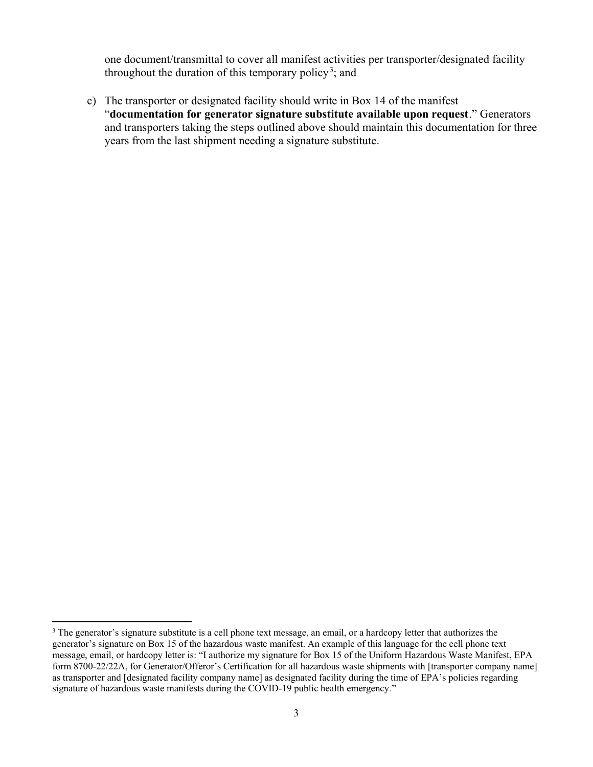one document/transmittal to cover all manifest activities per transporter/designated facility throughout the duration of this temporary policy[3]; and

c) The transporter or designated facility should write in Box 14 of the manifest "**documentation for generator signature substitute available upon request**." Generators and transporters taking the steps outlined above should maintain this documentation for three years from the last shipment needing a signature substitute.

---

[3] The generator's signature substitute is a cell phone text message, an email, or a hardcopy letter that authorizes the generator's signature on Box 15 of the hazardous waste manifest. An example of this language for the cell phone text message, email, or hardcopy letter is: "I authorize my signature for Box 15 of the Uniform Hazardous Waste Manifest, EPA form 8700-22/22A, for Generator/Offeror's Certification for all hazardous waste shipments with [transporter company name] as transporter and [designated facility company name] as designated facility during the time of EPA's policies regarding signature of hazardous waste manifests during the COVID-19 public health emergency."